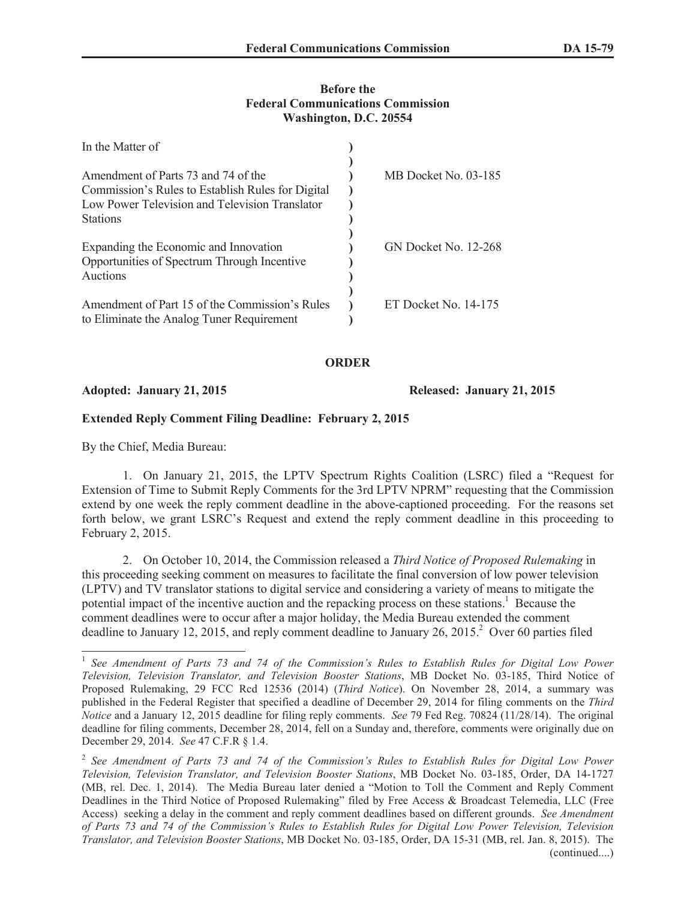**Before the**
**Federal Communications Commission**
**Washington, D.C. 20554**

| | | |
|---|---|---|
| In the Matter of | ) | |
| | ) | |
| Amendment of Parts 73 and 74 of the Commission's Rules to Establish Rules for Digital Low Power Television and Television Translator Stations | ) | MB Docket No. 03-185 |
| | ) | |
| Expanding the Economic and Innovation Opportunities of Spectrum Through Incentive Auctions | ) | GN Docket No. 12-268 |
| | ) | |
| Amendment of Part 15 of the Commission's Rules to Eliminate the Analog Tuner Requirement | ) | ET Docket No. 14-175 |

## ORDER

**Adopted: January 21, 2015** **Released: January 21, 2015**

**Extended Reply Comment Filing Deadline: February 2, 2015**

By the Chief, Media Bureau:

1. On January 21, 2015, the LPTV Spectrum Rights Coalition (LSRC) filed a "Request for Extension of Time to Submit Reply Comments for the 3rd LPTV NPRM" requesting that the Commission extend by one week the reply comment deadline in the above-captioned proceeding. For the reasons set forth below, we grant LSRC's Request and extend the reply comment deadline in this proceeding to February 2, 2015.

2. On October 10, 2014, the Commission released a *Third Notice of Proposed Rulemaking* in this proceeding seeking comment on measures to facilitate the final conversion of low power television (LPTV) and TV translator stations to digital service and considering a variety of means to mitigate the potential impact of the incentive auction and the repacking process on these stations.[1] Because the comment deadlines were to occur after a major holiday, the Media Bureau extended the comment deadline to January 12, 2015, and reply comment deadline to January 26, 2015.[2] Over 60 parties filed

---

[1] *See Amendment of Parts 73 and 74 of the Commission's Rules to Establish Rules for Digital Low Power Television, Television Translator, and Television Booster Stations*, MB Docket No. 03-185, Third Notice of Proposed Rulemaking, 29 FCC Rcd 12536 (2014) (*Third Notice*). On November 28, 2014, a summary was published in the Federal Register that specified a deadline of December 29, 2014 for filing comments on the *Third Notice* and a January 12, 2015 deadline for filing reply comments. *See* 79 Fed Reg. 70824 (11/28/14). The original deadline for filing comments, December 28, 2014, fell on a Sunday and, therefore, comments were originally due on December 29, 2014. *See* 47 C.F.R § 1.4.

[2] *See Amendment of Parts 73 and 74 of the Commission's Rules to Establish Rules for Digital Low Power Television, Television Translator, and Television Booster Stations*, MB Docket No. 03-185, Order, DA 14-1727 (MB, rel. Dec. 1, 2014). The Media Bureau later denied a "Motion to Toll the Comment and Reply Comment Deadlines in the Third Notice of Proposed Rulemaking" filed by Free Access & Broadcast Telemedia, LLC (Free Access) seeking a delay in the comment and reply comment deadlines based on different grounds. *See Amendment of Parts 73 and 74 of the Commission's Rules to Establish Rules for Digital Low Power Television, Television Translator, and Television Booster Stations*, MB Docket No. 03-185, Order, DA 15-31 (MB, rel. Jan. 8, 2015). The (continued....)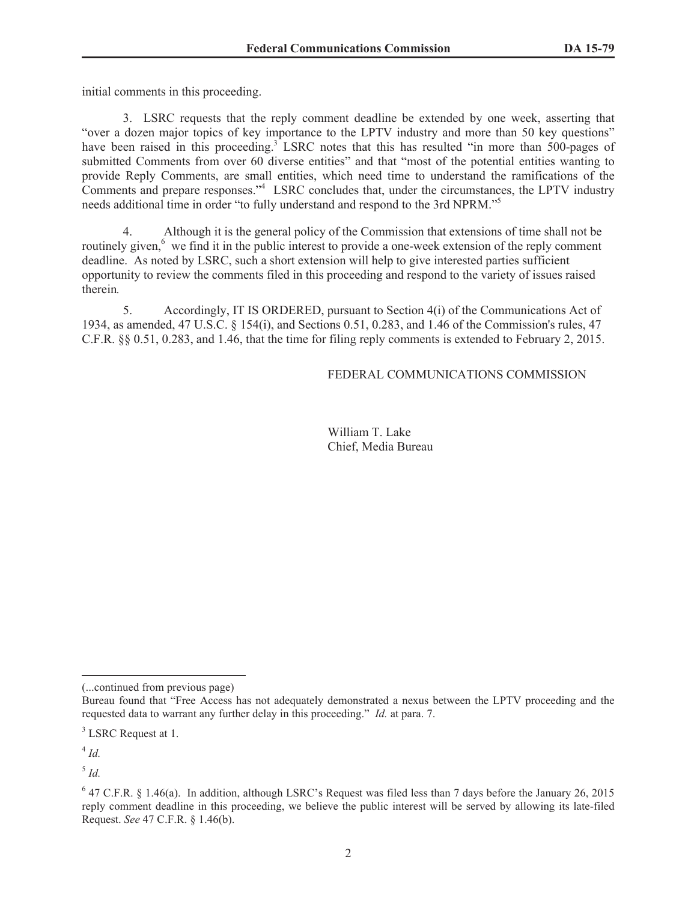initial comments in this proceeding.

3. LSRC requests that the reply comment deadline be extended by one week, asserting that "over a dozen major topics of key importance to the LPTV industry and more than 50 key questions" have been raised in this proceeding.[3] LSRC notes that this has resulted "in more than 500-pages of submitted Comments from over 60 diverse entities" and that "most of the potential entities wanting to provide Reply Comments, are small entities, which need time to understand the ramifications of the Comments and prepare responses."[4] LSRC concludes that, under the circumstances, the LPTV industry needs additional time in order "to fully understand and respond to the 3rd NPRM."[5]

4. Although it is the general policy of the Commission that extensions of time shall not be routinely given,[6] we find it in the public interest to provide a one-week extension of the reply comment deadline. As noted by LSRC, such a short extension will help to give interested parties sufficient opportunity to review the comments filed in this proceeding and respond to the variety of issues raised therein.

5. Accordingly, IT IS ORDERED, pursuant to Section 4(i) of the Communications Act of 1934, as amended, 47 U.S.C. § 154(i), and Sections 0.51, 0.283, and 1.46 of the Commission's rules, 47 C.F.R. §§ 0.51, 0.283, and 1.46, that the time for filing reply comments is extended to February 2, 2015.

FEDERAL COMMUNICATIONS COMMISSION

William T. Lake
Chief, Media Bureau

---

(...continued from previous page)
Bureau found that "Free Access has not adequately demonstrated a nexus between the LPTV proceeding and the requested data to warrant any further delay in this proceeding." *Id.* at para. 7.

[3] LSRC Request at 1.

[4] *Id.*

[5] *Id.*

[6] 47 C.F.R. § 1.46(a). In addition, although LSRC's Request was filed less than 7 days before the January 26, 2015 reply comment deadline in this proceeding, we believe the public interest will be served by allowing its late-filed Request. *See* 47 C.F.R. § 1.46(b).